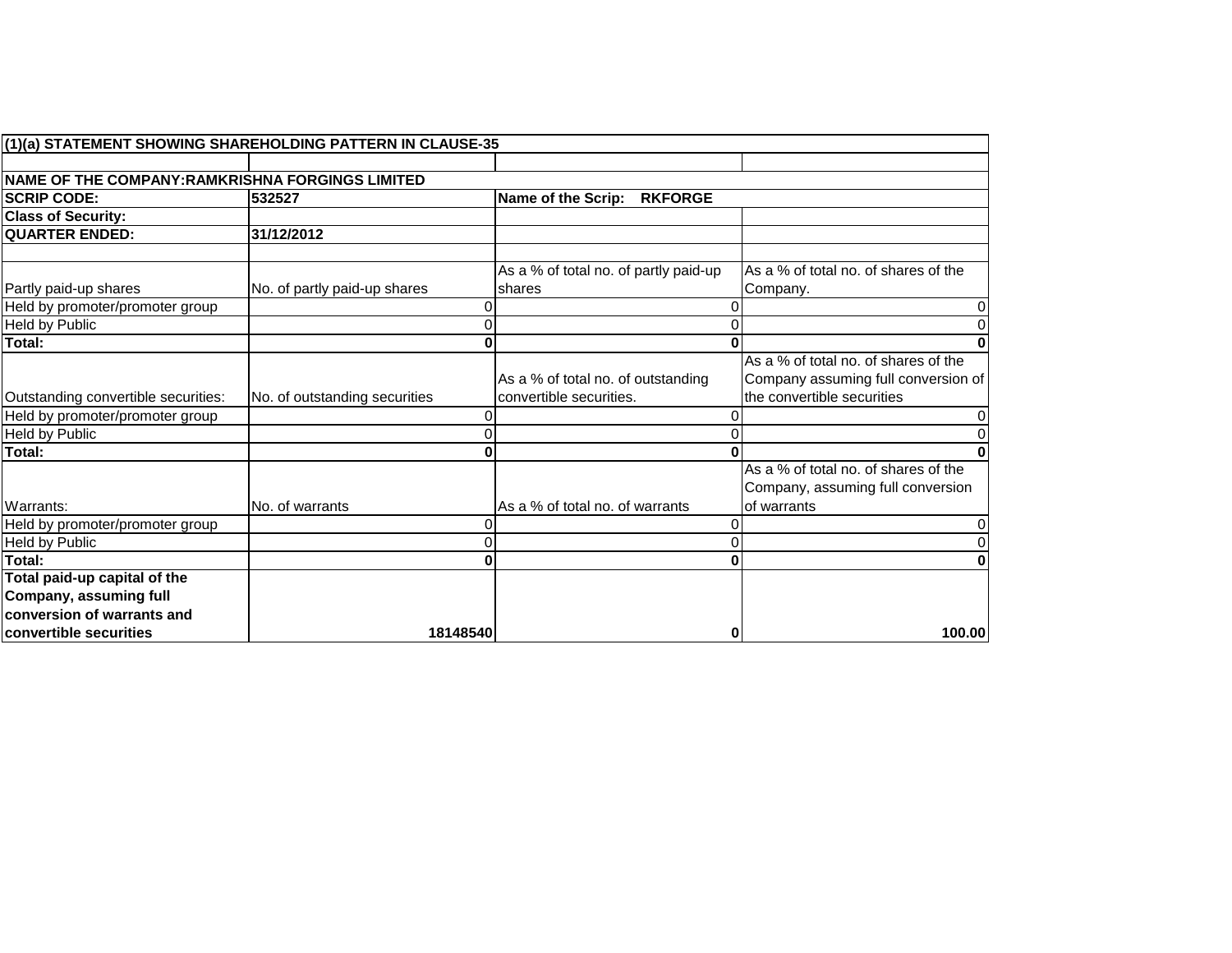| (1)(a) STATEMENT SHOWING SHAREHOLDING PATTERN IN CLAUSE-35 | | | |
|---|---|---|---|
| | | | |
| NAME OF THE COMPANY:RAMKRISHNA FORGINGS LIMITED | | | |
| **SCRIP CODE:** | **532527** | **Name of the Scrip: RKFORGE** | |
| **Class of Security:** | | | |
| **QUARTER ENDED:** | **31/12/2012** | | |
| | | | |
| Partly paid-up shares | No. of partly paid-up shares | As a % of total no. of partly paid-up shares | As a % of total no. of shares of the Company. |
| Held by promoter/promoter group | 0 | 0 | 0 |
| Held by Public | 0 | 0 | 0 |
| **Total:** | **0** | **0** | **0** |
| Outstanding convertible securities: | No. of outstanding securities | As a % of total no. of outstanding convertible securities. | As a % of total no. of shares of the Company assuming full conversion of the convertible securities |
| Held by promoter/promoter group | 0 | 0 | 0 |
| Held by Public | 0 | 0 | 0 |
| **Total:** | **0** | **0** | **0** |
| Warrants: | No. of warrants | As a % of total no. of warrants | As a % of total no. of shares of the Company, assuming full conversion of warrants |
| Held by promoter/promoter group | 0 | 0 | 0 |
| Held by Public | 0 | 0 | 0 |
| **Total:** | **0** | **0** | **0** |
| **Total paid-up capital of the Company, assuming full conversion of warrants and convertible securities** | **18148540** | **0** | **100.00** |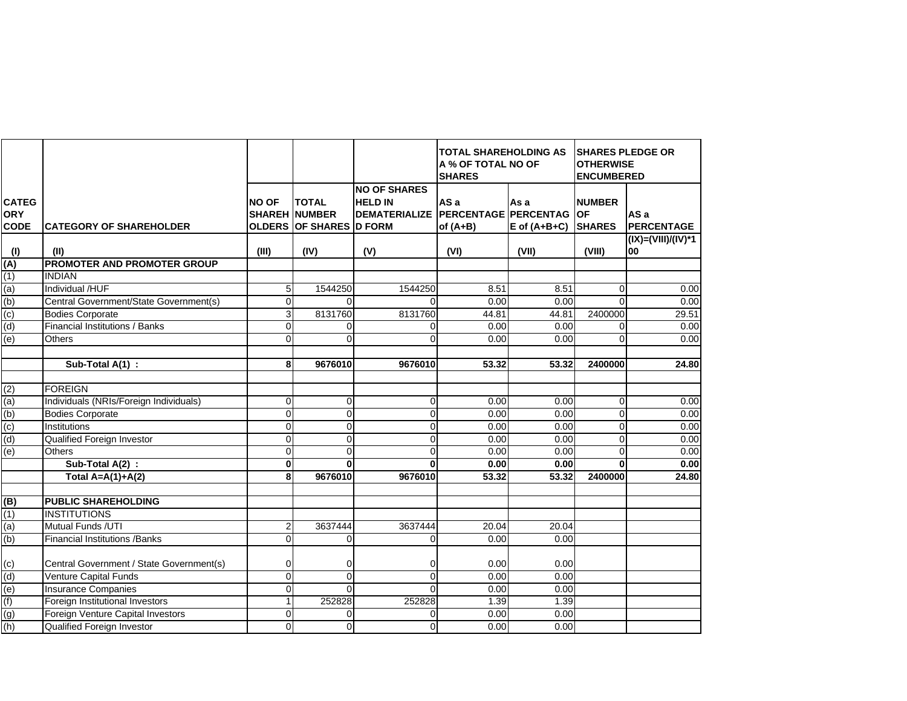| CATEGORY CODE | CATEGORY OF SHAREHOLDER | NO OF SHAREHOLDERS | TOTAL NUMBER OF SHARES | NO OF SHARES HELD IN DEMATERIALIZED FORM | TOTAL SHAREHOLDING AS A % OF TOTAL NO OF SHARES | | SHARES PLEDGE OR OTHERWISE ENCUMBERED | |
|---|---|---|---|---|---|---|---|---|
| | | | | | AS a PERCENTAGE of (A+B) | As a PERCENTAGE of (A+B+C) | NUMBER OF SHARES | AS a PERCENTAGE |
| (I) | (II) | (III) | (IV) | (V) | (VI) | (VII) | (VIII) | (IX)=(VIII)/(IV)*100 |
| (A) | **PROMOTER AND PROMOTER GROUP** | | | | | | | |
| (1) | INDIAN | | | | | | | |
| (a) | Individual /HUF | 5 | 1544250 | 1544250 | 8.51 | 8.51 | 0 | 0.00 |
| (b) | Central Government/State Government(s) | 0 | 0 | 0 | 0.00 | 0.00 | 0 | 0.00 |
| (c) | Bodies Corporate | 3 | 8131760 | 8131760 | 44.81 | 44.81 | 2400000 | 29.51 |
| (d) | Financial Institutions / Banks | 0 | 0 | 0 | 0.00 | 0.00 | 0 | 0.00 |
| (e) | Others | 0 | 0 | 0 | 0.00 | 0.00 | 0 | 0.00 |
| | | | | | | | | |
| | **Sub-Total A(1) :** | **8** | **9676010** | **9676010** | **53.32** | **53.32** | **2400000** | **24.80** |
| | | | | | | | | |
| (2) | FOREIGN | | | | | | | |
| (a) | Individuals (NRIs/Foreign Individuals) | 0 | 0 | 0 | 0.00 | 0.00 | 0 | 0.00 |
| (b) | Bodies Corporate | 0 | 0 | 0 | 0.00 | 0.00 | 0 | 0.00 |
| (c) | Institutions | 0 | 0 | 0 | 0.00 | 0.00 | 0 | 0.00 |
| (d) | Qualified Foreign Investor | 0 | 0 | 0 | 0.00 | 0.00 | 0 | 0.00 |
| (e) | Others | 0 | 0 | 0 | 0.00 | 0.00 | 0 | 0.00 |
| | **Sub-Total A(2) :** | **0** | **0** | **0** | **0.00** | **0.00** | **0** | **0.00** |
| | **Total A=A(1)+A(2)** | **8** | **9676010** | **9676010** | **53.32** | **53.32** | **2400000** | **24.80** |
| | | | | | | | | |
| (B) | **PUBLIC SHAREHOLDING** | | | | | | | |
| (1) | INSTITUTIONS | | | | | | | |
| (a) | Mutual Funds /UTI | 2 | 3637444 | 3637444 | 20.04 | 20.04 | | |
| (b) | Financial Institutions /Banks | 0 | 0 | 0 | 0.00 | 0.00 | | |
| (c) | Central Government / State Government(s) | 0 | 0 | 0 | 0.00 | 0.00 | | |
| (d) | Venture Capital Funds | 0 | 0 | 0 | 0.00 | 0.00 | | |
| (e) | Insurance Companies | 0 | 0 | 0 | 0.00 | 0.00 | | |
| (f) | Foreign Institutional Investors | 1 | 252828 | 252828 | 1.39 | 1.39 | | |
| (g) | Foreign Venture Capital Investors | 0 | 0 | 0 | 0.00 | 0.00 | | |
| (h) | Qualified Foreign Investor | 0 | 0 | 0 | 0.00 | 0.00 | | |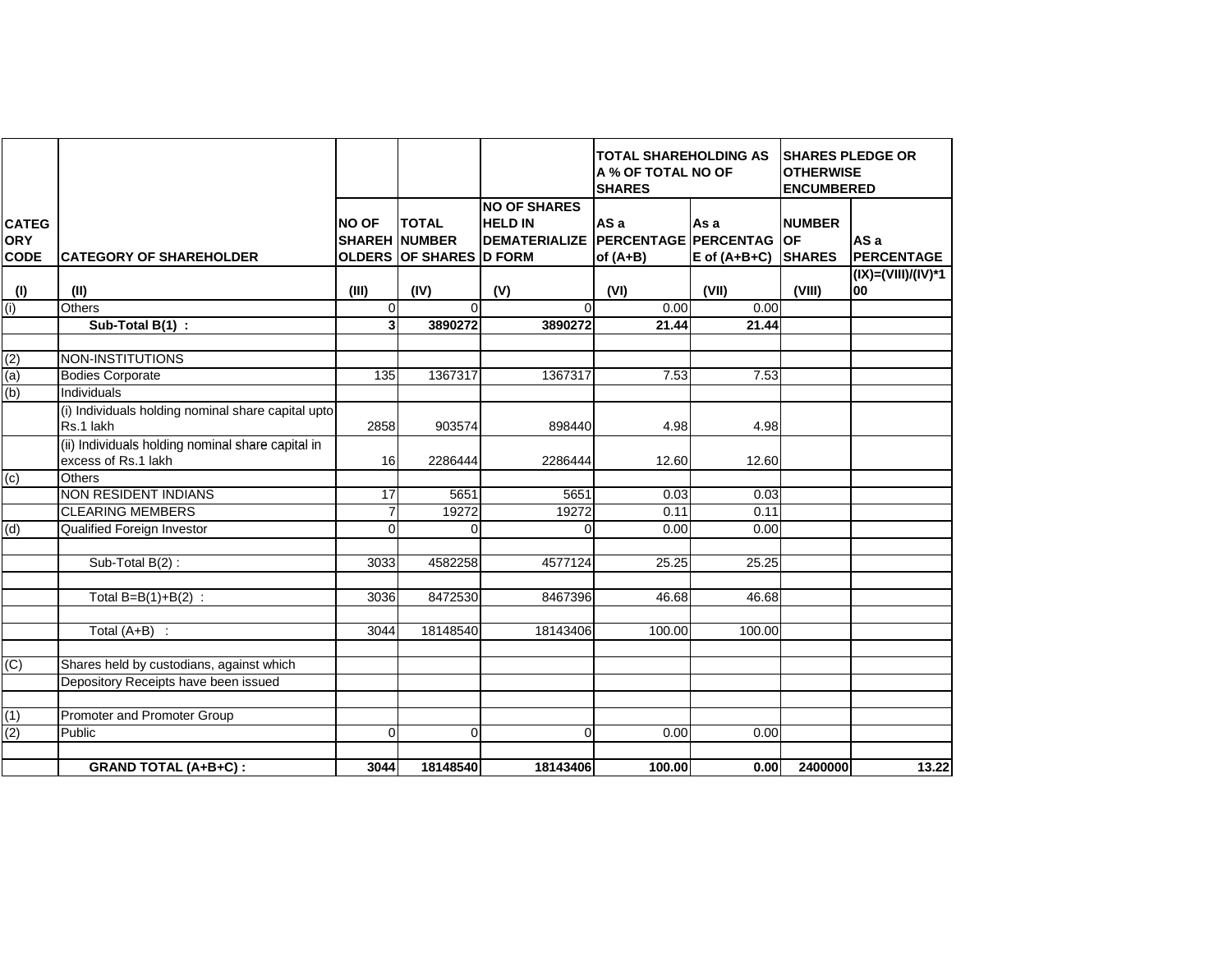| CATEGORY CODE | CATEGORY OF SHAREHOLDER | NO OF SHAREHOLDERS | TOTAL NUMBER OF SHARES | NO OF SHARES HELD IN DEMATERIALIZED FORM | TOTAL SHAREHOLDING AS A % OF TOTAL NO OF SHARES | | SHARES PLEDGE OR OTHERWISE ENCUMBERED | |
|---|---|---|---|---|---|---|---|---|
| | | | | | AS a PERCENTAGE of (A+B) | As a PERCENTAGE of (A+B+C) | NUMBER OF SHARES | AS a PERCENTAGE |
| (I) | (II) | (III) | (IV) | (V) | (VI) | (VII) | (VIII) | (IX)=(VIII)/(IV)*100 |
| (i) | Others | 0 | 0 | 0 | 0.00 | 0.00 | | |
| | **Sub-Total B(1) :** | **3** | **3890272** | **3890272** | **21.44** | **21.44** | | |
| | | | | | | | | |
| (2) | NON-INSTITUTIONS | | | | | | | |
| (a) | Bodies Corporate | 135 | 1367317 | 1367317 | 7.53 | 7.53 | | |
| (b) | Individuals | | | | | | | |
| | (i) Individuals holding nominal share capital upto Rs.1 lakh | 2858 | 903574 | 898440 | 4.98 | 4.98 | | |
| | (ii) Individuals holding nominal share capital in excess of Rs.1 lakh | 16 | 2286444 | 2286444 | 12.60 | 12.60 | | |
| (c) | Others | | | | | | | |
| | NON RESIDENT INDIANS | 17 | 5651 | 5651 | 0.03 | 0.03 | | |
| | CLEARING MEMBERS | 7 | 19272 | 19272 | 0.11 | 0.11 | | |
| (d) | Qualified Foreign Investor | 0 | 0 | 0 | 0.00 | 0.00 | | |
| | | | | | | | | |
| | Sub-Total B(2) : | 3033 | 4582258 | 4577124 | 25.25 | 25.25 | | |
| | | | | | | | | |
| | Total B=B(1)+B(2) : | 3036 | 8472530 | 8467396 | 46.68 | 46.68 | | |
| | | | | | | | | |
| | Total (A+B) : | 3044 | 18148540 | 18143406 | 100.00 | 100.00 | | |
| | | | | | | | | |
| (C) | Shares held by custodians, against which | | | | | | | |
| | Depository Receipts have been issued | | | | | | | |
| | | | | | | | | |
| (1) | Promoter and Promoter Group | | | | | | | |
| (2) | Public | 0 | 0 | 0 | 0.00 | 0.00 | | |
| | | | | | | | | |
| | **GRAND TOTAL (A+B+C) :** | **3044** | **18148540** | **18143406** | **100.00** | **0.00** | **2400000** | **13.22** |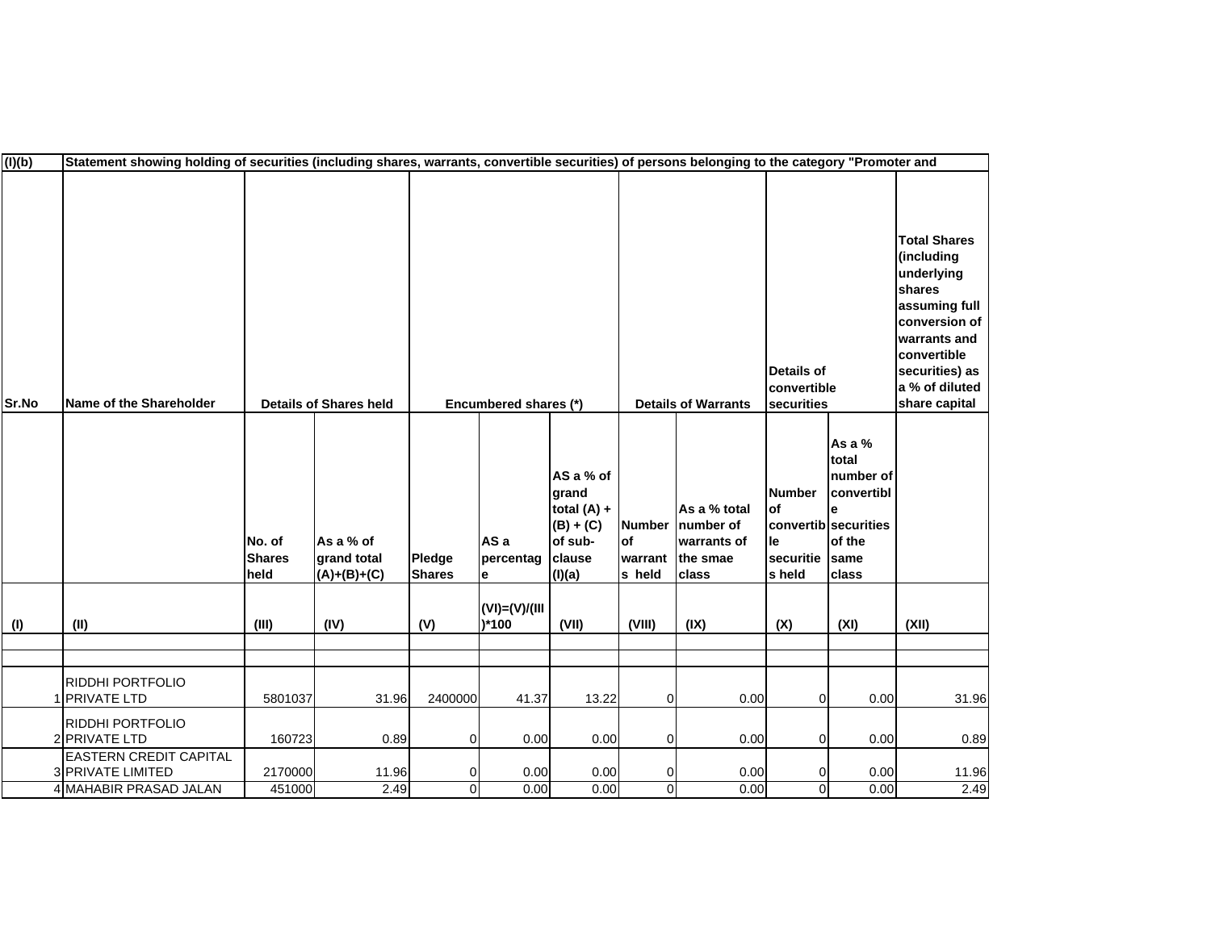| (I)(b) | Statement showing holding of securities (including shares, warrants, convertible securities) of persons belonging to the category "Promoter and | | | | | | | | | | |
|---|---|---|---|---|---|---|---|---|---|---|---|
| Sr.No | Name of the Shareholder | Details of Shares held | | Encumbered shares (*) | | | Details of Warrants | | Details of convertible securities | | Total Shares (including underlying shares assuming full conversion of warrants and convertible securities) as a % of diluted share capital |
| | | No. of Shares held | As a % of grand total (A)+(B)+(C) | Pledge Shares | AS a percentage | AS a % of grand total (A) + (B) + (C) of sub-clause (I)(a) | Number of warrants held | As a % total number of warrants of the smae class | Number of convertible securities held | As a % total number of convertible securities of the same class | |
| (I) | (II) | (III) | (IV) | (V) | (VI)=(V)/(III)*100 | (VII) | (VIII) | (IX) | (X) | (XI) | (XII) |
| | | | | | | | | | | | |
| | | | | | | | | | | | |
| 1 | RIDDHI PORTFOLIO PRIVATE LTD | 5801037 | 31.96 | 2400000 | 41.37 | 13.22 | 0 | 0.00 | 0 | 0.00 | 31.96 |
| 2 | RIDDHI PORTFOLIO PRIVATE LTD | 160723 | 0.89 | 0 | 0.00 | 0.00 | 0 | 0.00 | 0 | 0.00 | 0.89 |
| 3 | EASTERN CREDIT CAPITAL PRIVATE LIMITED | 2170000 | 11.96 | 0 | 0.00 | 0.00 | 0 | 0.00 | 0 | 0.00 | 11.96 |
| 4 | MAHABIR PRASAD JALAN | 451000 | 2.49 | 0 | 0.00 | 0.00 | 0 | 0.00 | 0 | 0.00 | 2.49 |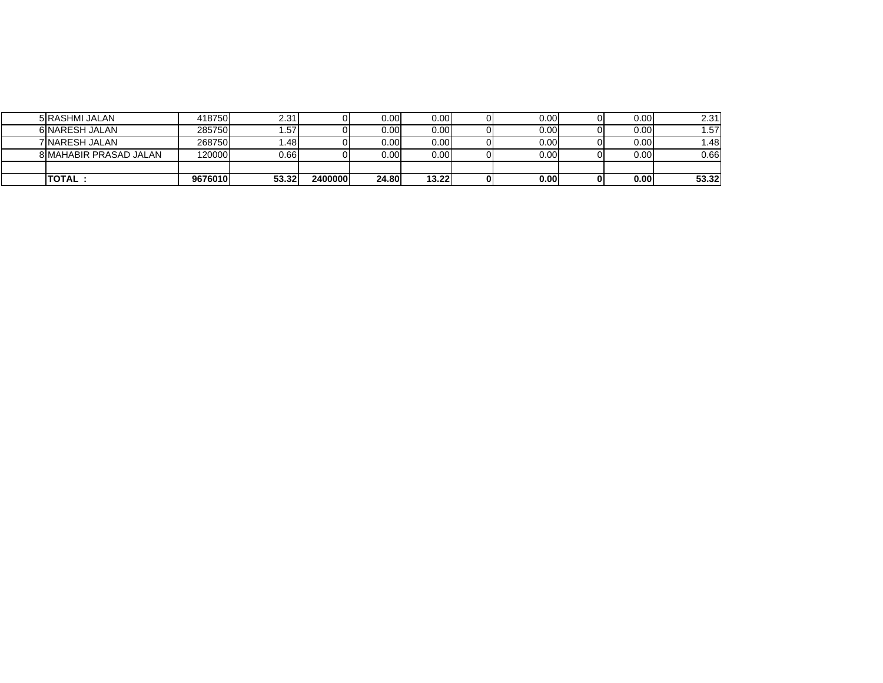| | | | | | | | | | | | |
|---|---|---|---|---|---|---|---|---|---|---|---|
| 5 | RASHMI JALAN | 418750 | 2.31 | 0 | 0.00 | 0.00 | 0 | 0.00 | 0 | 0.00 | 2.31 |
| 6 | NARESH JALAN | 285750 | 1.57 | 0 | 0.00 | 0.00 | 0 | 0.00 | 0 | 0.00 | 1.57 |
| 7 | NARESH JALAN | 268750 | 1.48 | 0 | 0.00 | 0.00 | 0 | 0.00 | 0 | 0.00 | 1.48 |
| 8 | MAHABIR PRASAD JALAN | 120000 | 0.66 | 0 | 0.00 | 0.00 | 0 | 0.00 | 0 | 0.00 | 0.66 |
| | | | | | | | | | | | |
| | **TOTAL :** | **9676010** | **53.32** | **2400000** | **24.80** | **13.22** | **0** | **0.00** | **0** | **0.00** | **53.32** |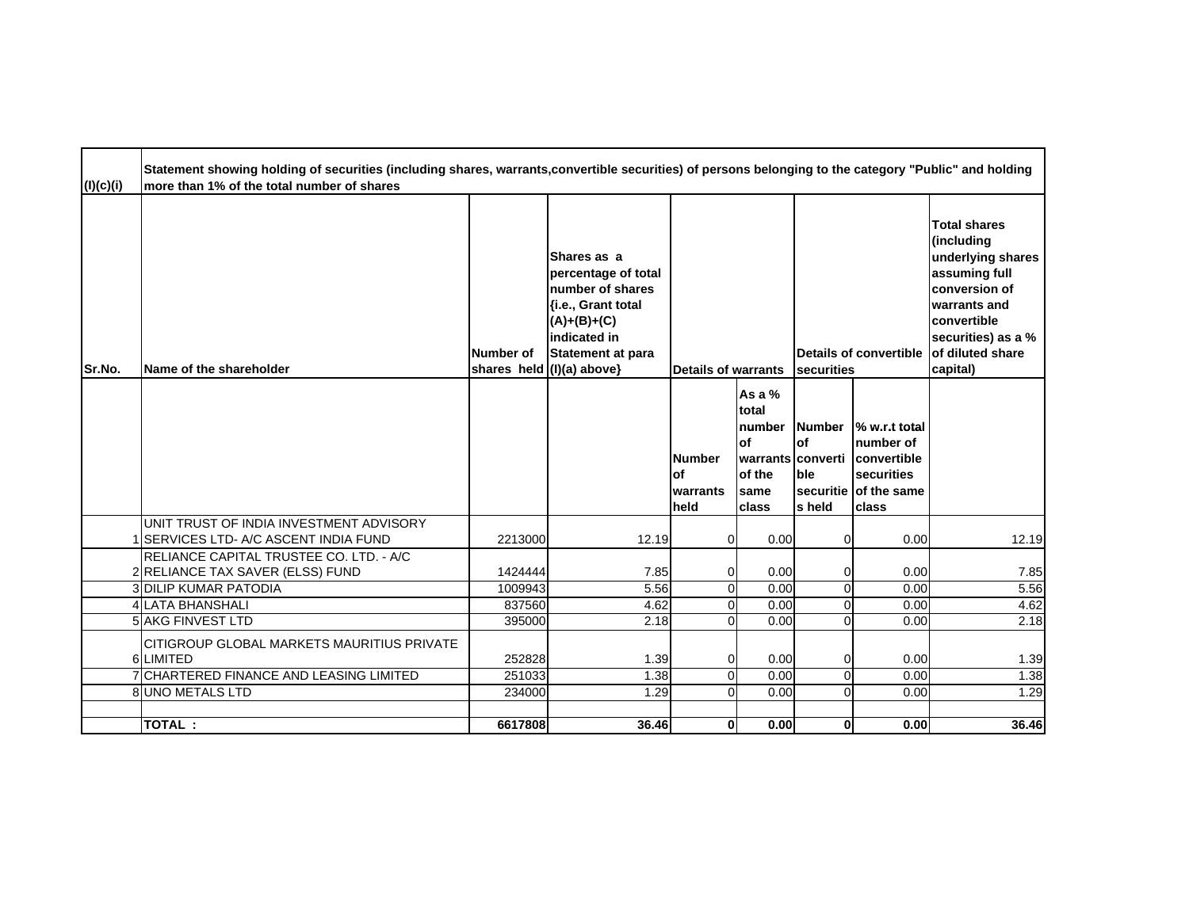| (I)(c)(i) | Statement showing holding of securities (including shares, warrants,convertible securities) of persons belonging to the category "Public" and holding more than 1% of the total number of shares | | | | | | | |
|---|---|---|---|---|---|---|---|---|
| Sr.No. | Name of the shareholder | Number of shares held | Shares as a percentage of total number of shares {i.e., Grant total (A)+(B)+(C) indicated in Statement at para (I)(a) above} | Details of warrants | | Details of convertible securities | | Total shares (including underlying shares assuming full conversion of warrants and convertible securities) as a % of diluted share capital) |
| | | | | Number of warrants held | As a % total number of warrants of the same class | Number of convertible securities held | % w.r.t total number of convertible securities of the same class | |
| 1 | UNIT TRUST OF INDIA INVESTMENT ADVISORY SERVICES LTD- A/C ASCENT INDIA FUND | 2213000 | 12.19 | 0 | 0.00 | 0 | 0.00 | 12.19 |
| 2 | RELIANCE CAPITAL TRUSTEE CO. LTD. - A/C RELIANCE TAX SAVER (ELSS) FUND | 1424444 | 7.85 | 0 | 0.00 | 0 | 0.00 | 7.85 |
| 3 | DILIP KUMAR PATODIA | 1009943 | 5.56 | 0 | 0.00 | 0 | 0.00 | 5.56 |
| 4 | LATA BHANSHALI | 837560 | 4.62 | 0 | 0.00 | 0 | 0.00 | 4.62 |
| 5 | AKG FINVEST LTD | 395000 | 2.18 | 0 | 0.00 | 0 | 0.00 | 2.18 |
| 6 | CITIGROUP GLOBAL MARKETS MAURITIUS PRIVATE LIMITED | 252828 | 1.39 | 0 | 0.00 | 0 | 0.00 | 1.39 |
| 7 | CHARTERED FINANCE AND LEASING LIMITED | 251033 | 1.38 | 0 | 0.00 | 0 | 0.00 | 1.38 |
| 8 | UNO METALS LTD | 234000 | 1.29 | 0 | 0.00 | 0 | 0.00 | 1.29 |
| | | | | | | | | |
| | **TOTAL :** | **6617808** | **36.46** | **0** | **0.00** | **0** | **0.00** | **36.46** |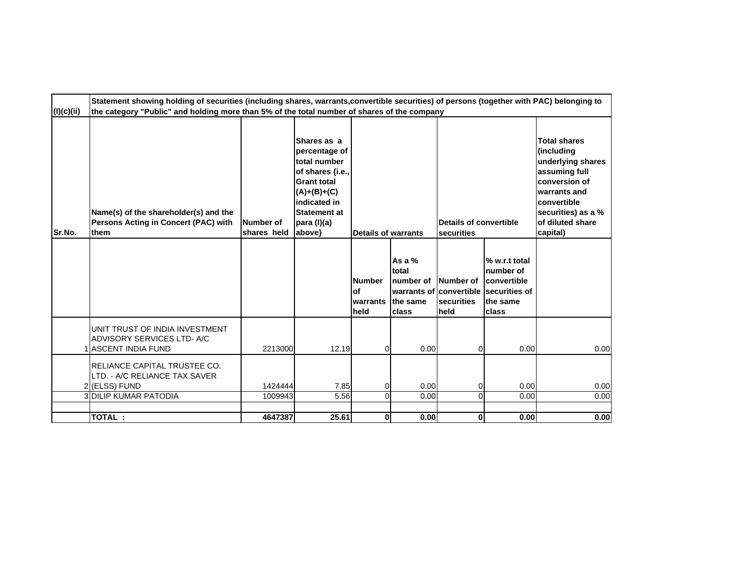| (I)(c)(ii) | Statement showing holding of securities (including shares, warrants,convertible securities) of persons (together with PAC) belonging to the category "Public" and holding more than 5% of the total number of shares of the company | | | | | | | |
|---|---|---|---|---|---|---|---|---|
| **Sr.No.** | **Name(s) of the shareholder(s) and the Persons Acting in Concert (PAC) with them** | **Number of shares held** | **Shares as a percentage of total number of shares {i.e., Grant total (A)+(B)+(C) indicated in Statement at para (I)(a) above}** | **Details of warrants** | | **Details of convertible securities** | | **Total shares (including underlying shares assuming full conversion of warrants and convertible securities) as a % of diluted share capital)** |
| | | | | **Number of warrants held** | **As a % total number of warrants of the same class** | **Number of convertible securities held** | **% w.r.t total number of convertible securities of the same class** | |
| 1 | UNIT TRUST OF INDIA INVESTMENT ADVISORY SERVICES LTD- A/C ASCENT INDIA FUND | 2213000 | 12.19 | 0 | 0.00 | 0 | 0.00 | 0.00 |
| 2 | RELIANCE CAPITAL TRUSTEE CO. LTD. - A/C RELIANCE TAX SAVER (ELSS) FUND | 1424444 | 7.85 | 0 | 0.00 | 0 | 0.00 | 0.00 |
| 3 | DILIP KUMAR PATODIA | 1009943 | 5.56 | 0 | 0.00 | 0 | 0.00 | 0.00 |
| | | | | | | | | |
| | **TOTAL :** | **4647387** | **25.61** | **0** | **0.00** | **0** | **0.00** | **0.00** |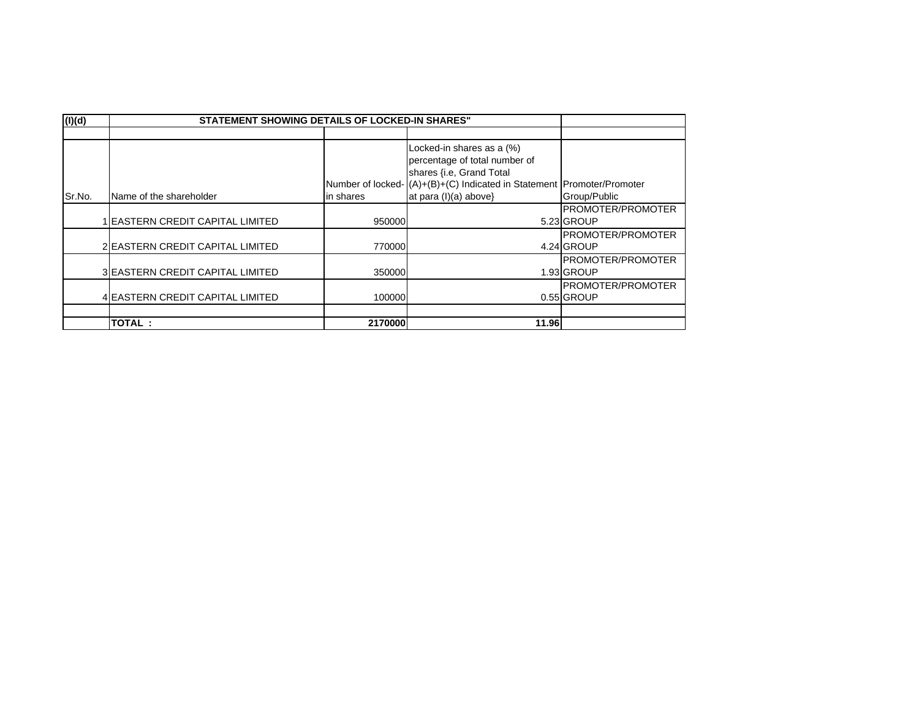| (I)(d) | STATEMENT SHOWING DETAILS OF LOCKED-IN SHARES" | | | |
|---|---|---|---|---|
| | | | | |
| Sr.No. | Name of the shareholder | Number of locked-in shares | Locked-in shares as a (%) percentage of total number of shares {i.e, Grand Total (A)+(B)+(C) Indicated in Statement at para (I)(a) above} | Promoter/Promoter Group/Public |
| 1 | EASTERN CREDIT CAPITAL LIMITED | 950000 | 5.23 | PROMOTER/PROMOTER GROUP |
| 2 | EASTERN CREDIT CAPITAL LIMITED | 770000 | 4.24 | PROMOTER/PROMOTER GROUP |
| 3 | EASTERN CREDIT CAPITAL LIMITED | 350000 | 1.93 | PROMOTER/PROMOTER GROUP |
| 4 | EASTERN CREDIT CAPITAL LIMITED | 100000 | 0.55 | PROMOTER/PROMOTER GROUP |
| | | | | |
| | **TOTAL :** | **2170000** | **11.96** | |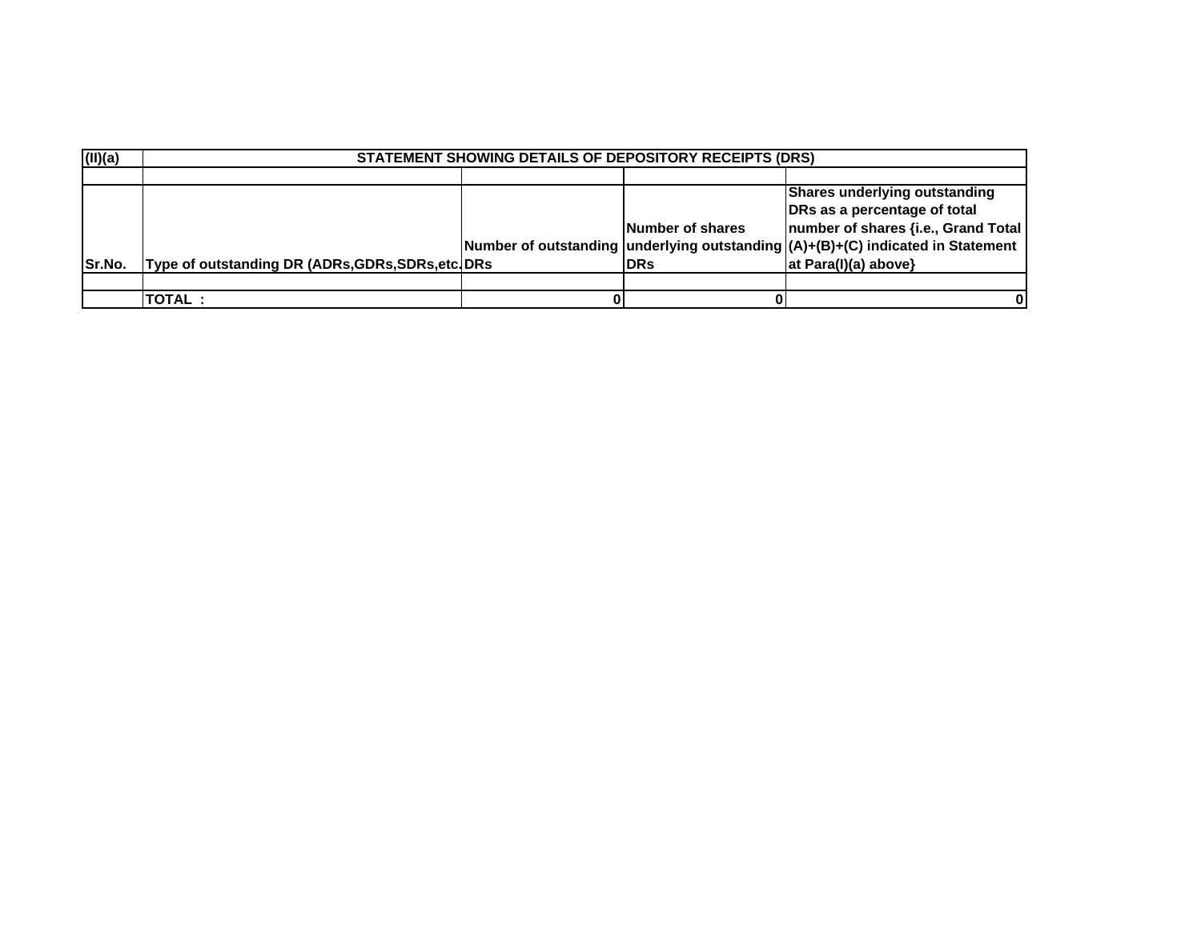| (II)(a) | STATEMENT SHOWING DETAILS OF DEPOSITORY RECEIPTS (DRS) | | | |
|---|---|---|---|---|
| | | | | |
| Sr.No. | Type of outstanding DR (ADRs,GDRs,SDRs,etc. | Number of outstanding DRs | Number of shares underlying outstanding DRs | Shares underlying outstanding DRs as a percentage of total number of shares {i.e., Grand Total (A)+(B)+(C) indicated in Statement at Para(I)(a) above} |
| | | | | |
| | TOTAL : | 0 | 0 | 0 |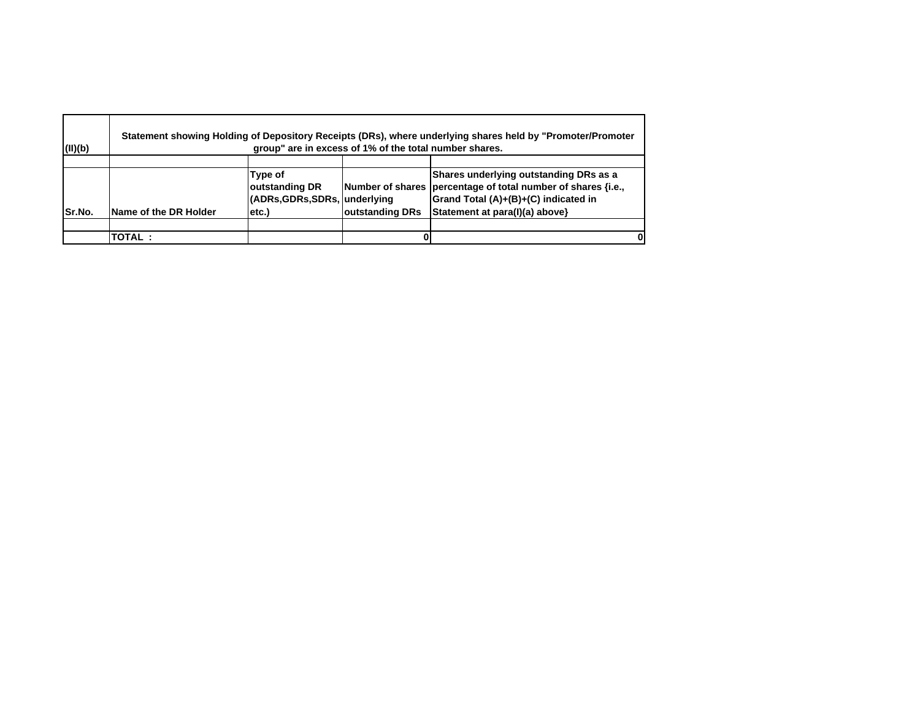| (II)(b) | Statement showing Holding of Depository Receipts (DRs), where underlying shares held by "Promoter/Promoter group" are in excess of 1% of the total number shares. | | | |
|---|---|---|---|---|
| | | | | |
| Sr.No. | Name of the DR Holder | Type of outstanding DR (ADRs,GDRs,SDRs, etc.) | Number of shares underlying outstanding DRs | Shares underlying outstanding DRs as a percentage of total number of shares {i.e., Grand Total (A)+(B)+(C) indicated in Statement at para(I)(a) above} |
| | | | | |
| | TOTAL : | | 0 | 0 |